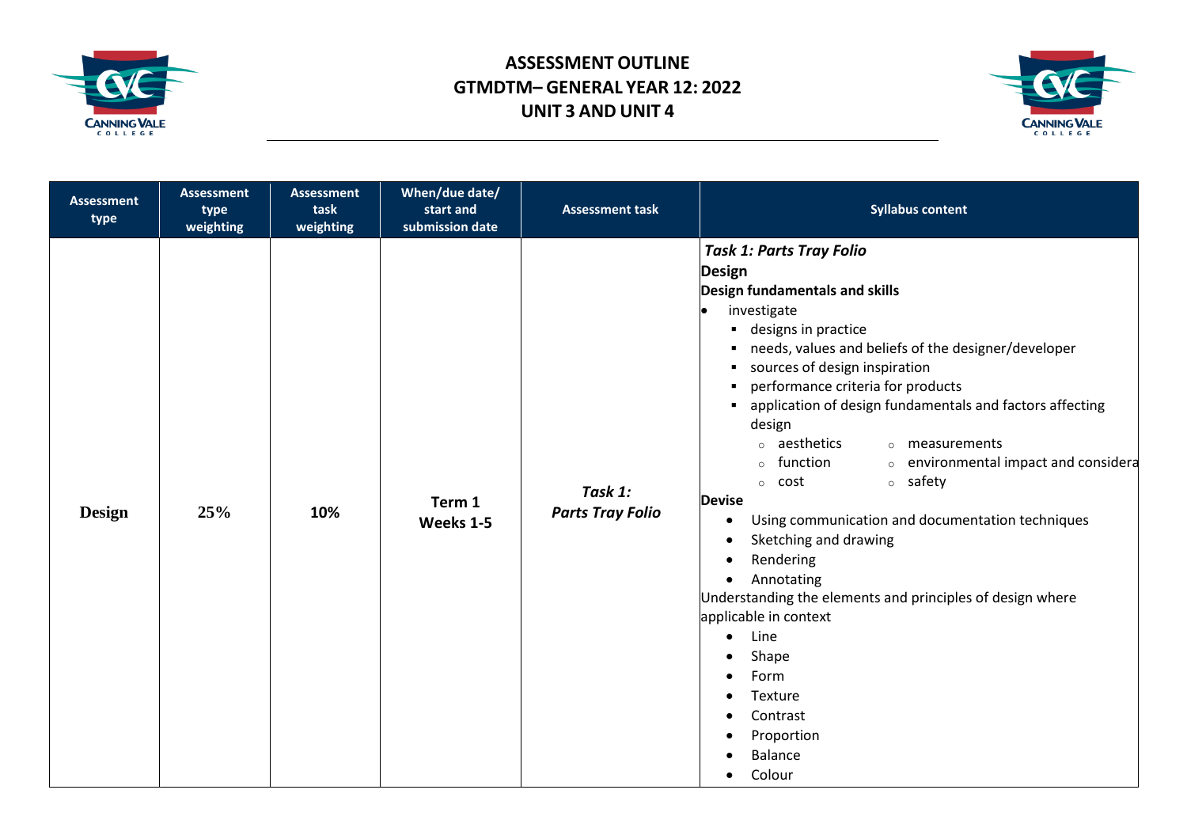# ASSESSMENT OUTLINE
## GTMDTM– GENERAL YEAR 12: 2022
## UNIT 3 AND UNIT 4

| Assessment type | Assessment type weighting | Assessment task weighting | When/due date/ start and submission date | Assessment task | Syllabus content |
|---|---|---|---|---|---|
| **Design** | **25%** | **10%** | **Term 1 Weeks 1-5** | ***Task 1: Parts Tray Folio*** | ***Task 1: Parts Tray Folio*** <br> **Design** <br> **Design fundamentals and skills** <br> • investigate <br> ▪ designs in practice <br> ▪ needs, values and beliefs of the designer/developer <br> ▪ sources of design inspiration <br> ▪ performance criteria for products <br> ▪ application of design fundamentals and factors affecting design <br> ○ aesthetics ○ measurements <br> ○ function ○ environmental impact and considera <br> ○ cost ○ safety <br> **Devise** <br> • Using communication and documentation techniques <br> • Sketching and drawing <br> • Rendering <br> • Annotating <br> Understanding the elements and principles of design where applicable in context <br> • Line <br> • Shape <br> • Form <br> • Texture <br> • Contrast <br> • Proportion <br> • Balance <br> • Colour |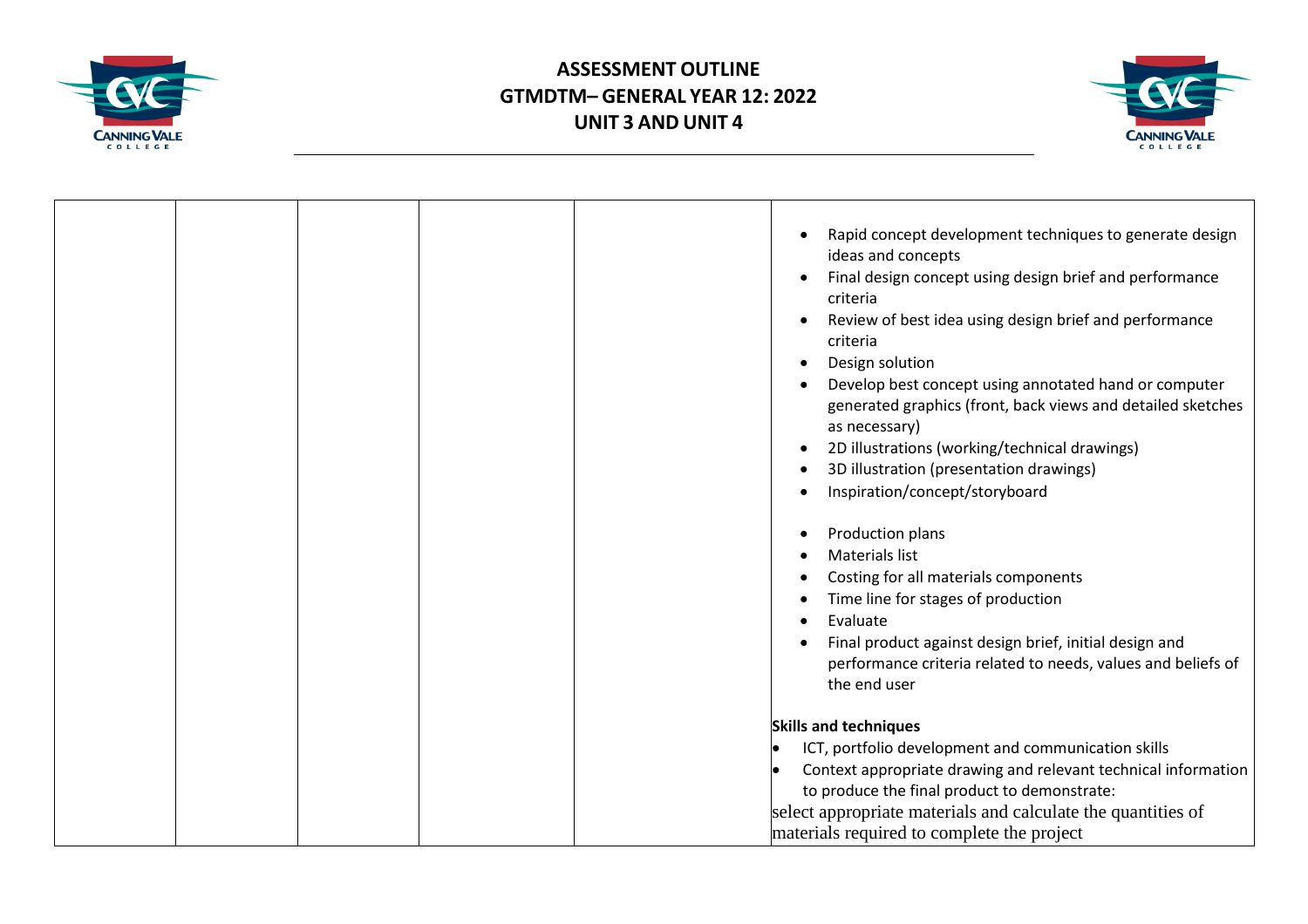# ASSESSMENT OUTLINE
## GTMDTM– GENERAL YEAR 12: 2022
## UNIT 3 AND UNIT 4

| | | | | | |
|---|---|---|---|---|---|
| | | | | | • Rapid concept development techniques to generate design ideas and concepts<br>• Final design concept using design brief and performance criteria<br>• Review of best idea using design brief and performance criteria<br>• Design solution<br>• Develop best concept using annotated hand or computer generated graphics (front, back views and detailed sketches as necessary)<br>• 2D illustrations (working/technical drawings)<br>• 3D illustration (presentation drawings)<br>• Inspiration/concept/storyboard<br><br>• Production plans<br>• Materials list<br>• Costing for all materials components<br>• Time line for stages of production<br>• Evaluate<br>• Final product against design brief, initial design and performance criteria related to needs, values and beliefs of the end user<br><br>**Skills and techniques**<br>• ICT, portfolio development and communication skills<br>• Context appropriate drawing and relevant technical information to produce the final product to demonstrate:<br>select appropriate materials and calculate the quantities of materials required to complete the project |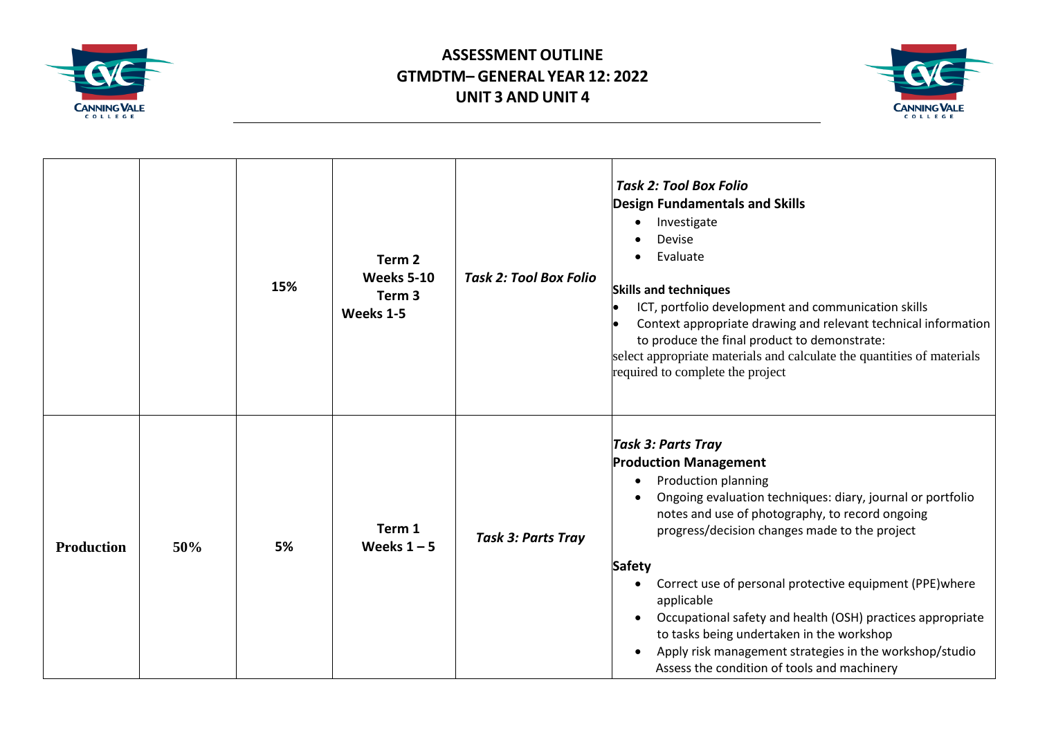# ASSESSMENT OUTLINE
## GTMDTM– GENERAL YEAR 12: 2022
## UNIT 3 AND UNIT 4

| | | | | | |
|---|---|---|---|---|---|
| | | 15% | **Term 2 Weeks 5-10 Term 3 Weeks 1-5** | ***Task 2: Tool Box Folio*** | ***Task 2: Tool Box Folio***<br>**Design Fundamentals and Skills**<br>• Investigate<br>• Devise<br>• Evaluate<br><br>**Skills and techniques**<br>• ICT, portfolio development and communication skills<br>• Context appropriate drawing and relevant technical information to produce the final product to demonstrate:<br>select appropriate materials and calculate the quantities of materials required to complete the project |
| **Production** | **50%** | **5%** | **Term 1 Weeks 1 – 5** | ***Task 3: Parts Tray*** | ***Task 3: Parts Tray***<br>**Production Management**<br>• Production planning<br>• Ongoing evaluation techniques: diary, journal or portfolio notes and use of photography, to record ongoing progress/decision changes made to the project<br><br>**Safety**<br>• Correct use of personal protective equipment (PPE)where applicable<br>• Occupational safety and health (OSH) practices appropriate to tasks being undertaken in the workshop<br>• Apply risk management strategies in the workshop/studio Assess the condition of tools and machinery |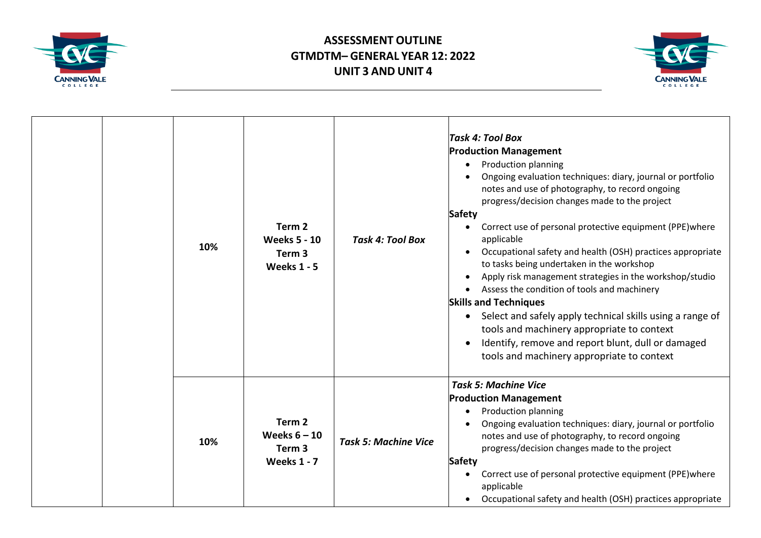# ASSESSMENT OUTLINE
## GTMDTM– GENERAL YEAR 12: 2022
## UNIT 3 AND UNIT 4

| | | | | | |
|---|---|---|---|---|---|
| | | 10% | **Term 2 Weeks 5 - 10 Term 3 Weeks 1 - 5** | ***Task 4: Tool Box*** | ***Task 4: Tool Box***<br>**Production Management**<br>• Production planning<br>• Ongoing evaluation techniques: diary, journal or portfolio notes and use of photography, to record ongoing progress/decision changes made to the project<br>**Safety**<br>• Correct use of personal protective equipment (PPE)where applicable<br>• Occupational safety and health (OSH) practices appropriate to tasks being undertaken in the workshop<br>• Apply risk management strategies in the workshop/studio<br>• Assess the condition of tools and machinery<br>**Skills and Techniques**<br>• Select and safely apply technical skills using a range of tools and machinery appropriate to context<br>• Identify, remove and report blunt, dull or damaged tools and machinery appropriate to context |
| | | 10% | **Term 2 Weeks 6 – 10 Term 3 Weeks 1 - 7** | ***Task 5: Machine Vice*** | ***Task 5: Machine Vice***<br>**Production Management**<br>• Production planning<br>• Ongoing evaluation techniques: diary, journal or portfolio notes and use of photography, to record ongoing progress/decision changes made to the project<br>**Safety**<br>• Correct use of personal protective equipment (PPE)where applicable<br>• Occupational safety and health (OSH) practices appropriate |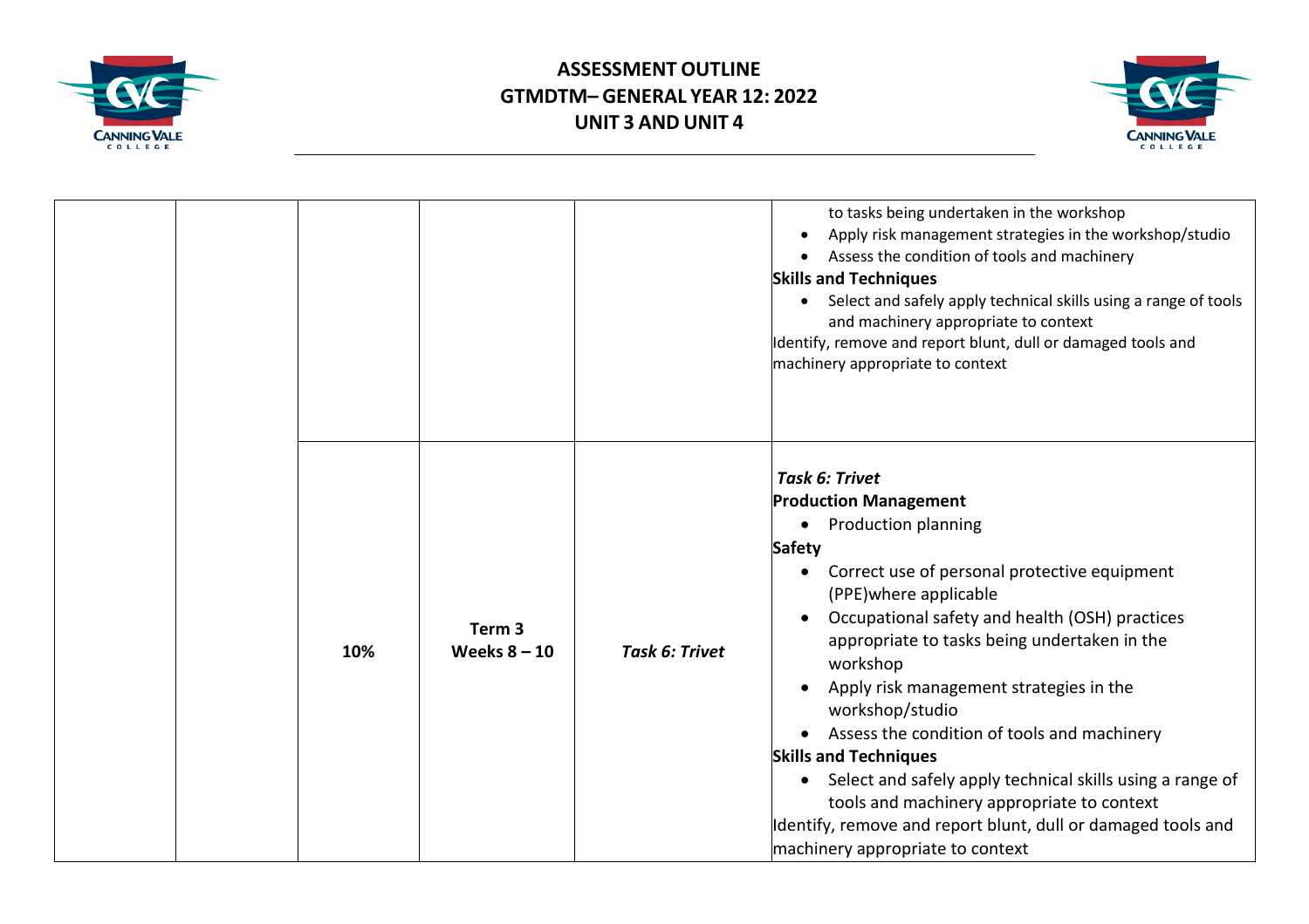| | | | | | |
|---|---|---|---|---|---|
| | | | | | to tasks being undertaken in the workshop<br>• Apply risk management strategies in the workshop/studio<br>• Assess the condition of tools and machinery<br>**Skills and Techniques**<br>• Select and safely apply technical skills using a range of tools and machinery appropriate to context<br>Identify, remove and report blunt, dull or damaged tools and machinery appropriate to context |
| | | 10% | **Term 3 Weeks 8 – 10** | ***Task 6: Trivet*** | ***Task 6: Trivet***<br>**Production Management**<br>• Production planning<br>**Safety**<br>• Correct use of personal protective equipment (PPE)where applicable<br>• Occupational safety and health (OSH) practices appropriate to tasks being undertaken in the workshop<br>• Apply risk management strategies in the workshop/studio<br>• Assess the condition of tools and machinery<br>**Skills and Techniques**<br>• Select and safely apply technical skills using a range of tools and machinery appropriate to context<br>Identify, remove and report blunt, dull or damaged tools and machinery appropriate to context |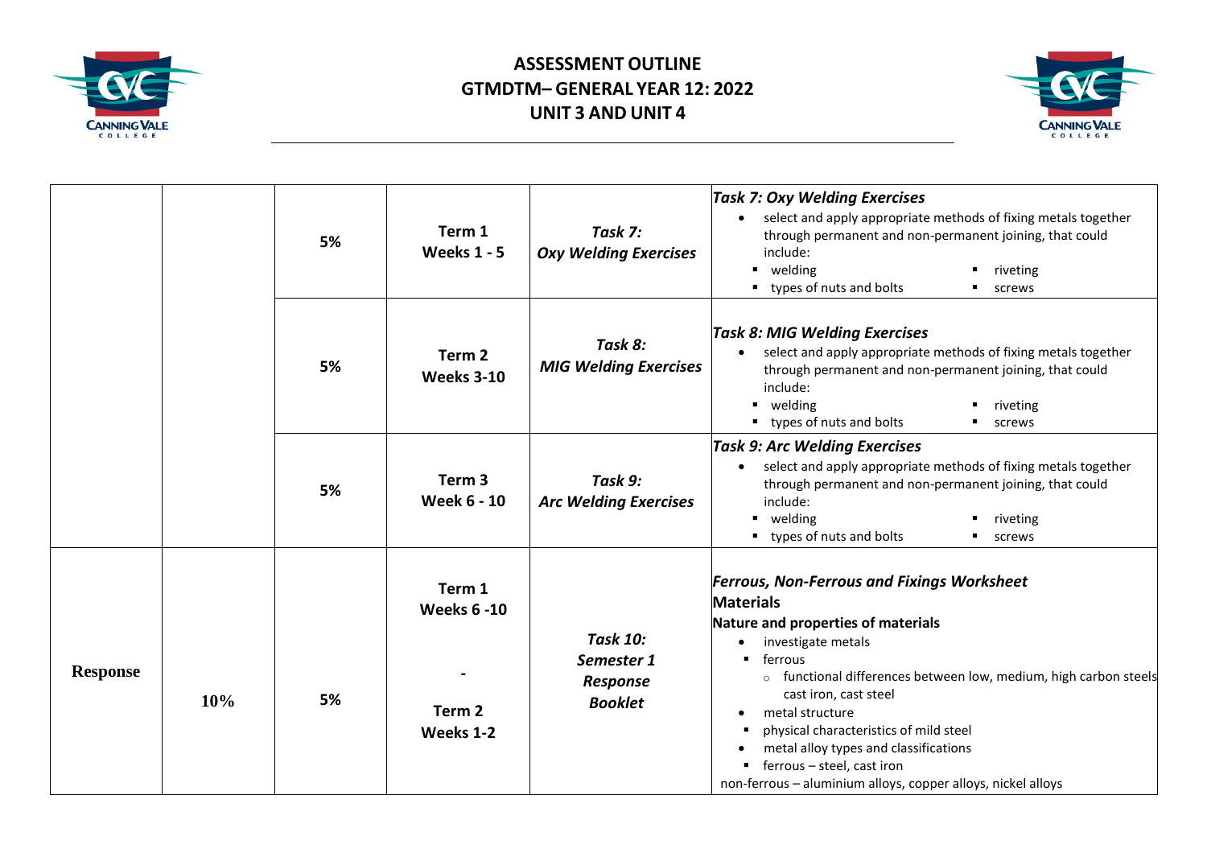# ASSESSMENT OUTLINE
# GTMDTM– GENERAL YEAR 12: 2022
# UNIT 3 AND UNIT 4

| | | | | | |
|---|---|---|---|---|---|
| | | 5% | **Term 1 Weeks 1 - 5** | ***Task 7: Oxy Welding Exercises*** | ***Task 7: Oxy Welding Exercises*** <br>• select and apply appropriate methods of fixing metals together through permanent and non-permanent joining, that could include: <br>▪ welding ▪ riveting <br>▪ types of nuts and bolts ▪ screws |
| | | 5% | **Term 2 Weeks 3-10** | ***Task 8: MIG Welding Exercises*** | ***Task 8: MIG Welding Exercises*** <br>• select and apply appropriate methods of fixing metals together through permanent and non-permanent joining, that could include: <br>▪ welding ▪ riveting <br>▪ types of nuts and bolts ▪ screws |
| | | 5% | **Term 3 Week 6 - 10** | ***Task 9: Arc Welding Exercises*** | ***Task 9: Arc Welding Exercises*** <br>• select and apply appropriate methods of fixing metals together through permanent and non-permanent joining, that could include: <br>▪ welding ▪ riveting <br>▪ types of nuts and bolts ▪ screws |
| **Response** | **10%** | 5% | **Term 1 Weeks 6 -10** <br>**-** <br>**Term 2 Weeks 1-2** | ***Task 10: Semester 1 Response Booklet*** | ***Ferrous, Non-Ferrous and Fixings Worksheet*** <br>**Materials** <br>**Nature and properties of materials** <br>• investigate metals <br>▪ ferrous <br>○ functional differences between low, medium, high carbon steels cast iron, cast steel <br>• metal structure <br>▪ physical characteristics of mild steel <br>• metal alloy types and classifications <br>▪ ferrous – steel, cast iron <br>non-ferrous – aluminium alloys, copper alloys, nickel alloys |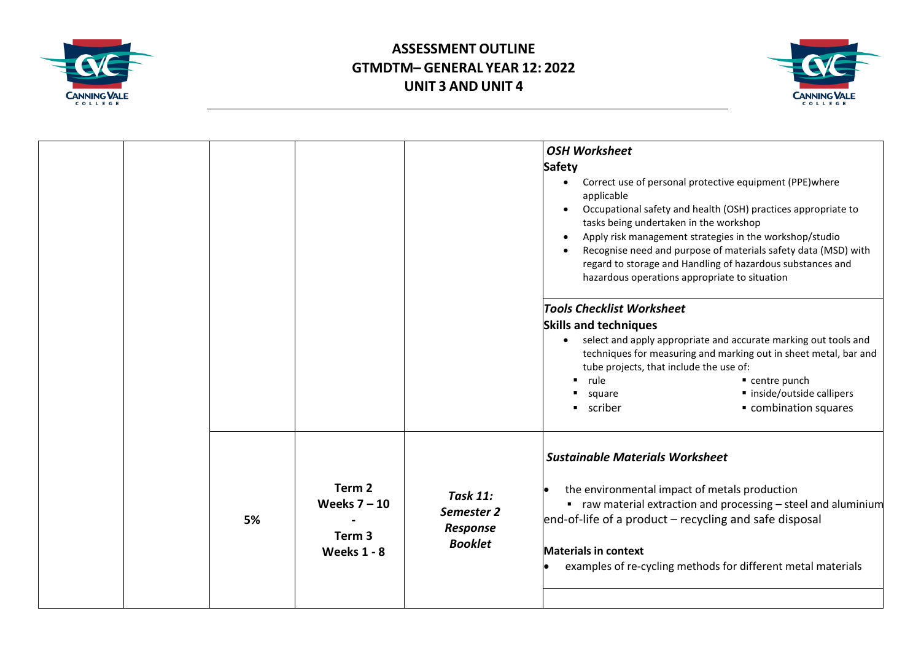# ASSESSMENT OUTLINE
## GTMDTM– GENERAL YEAR 12: 2022
## UNIT 3 AND UNIT 4

| | | | | | |
|---|---|---|---|---|---|
| | | | | | ***OSH Worksheet***<br>**Safety**<br>• Correct use of personal protective equipment (PPE)where applicable<br>• Occupational safety and health (OSH) practices appropriate to tasks being undertaken in the workshop<br>• Apply risk management strategies in the workshop/studio<br>• Recognise need and purpose of materials safety data (MSD) with regard to storage and Handling of hazardous substances and hazardous operations appropriate to situation |
| | | | | | ***Tools Checklist Worksheet***<br>**Skills and techniques**<br>• select and apply appropriate and accurate marking out tools and techniques for measuring and marking out in sheet metal, bar and tube projects, that include the use of:<br>▪ rule ▪ centre punch<br>▪ square ▪ inside/outside callipers<br>▪ scriber ▪ combination squares |
| | | 5% | **Term 2 Weeks 7 – 10 - Term 3 Weeks 1 - 8** | ***Task 11: Semester 2 Response Booklet*** | ***Sustainable Materials Worksheet***<br>• the environmental impact of metals production<br>▪ raw material extraction and processing – steel and aluminium<br>end-of-life of a product – recycling and safe disposal<br>**Materials in context**<br>• examples of re-cycling methods for different metal materials |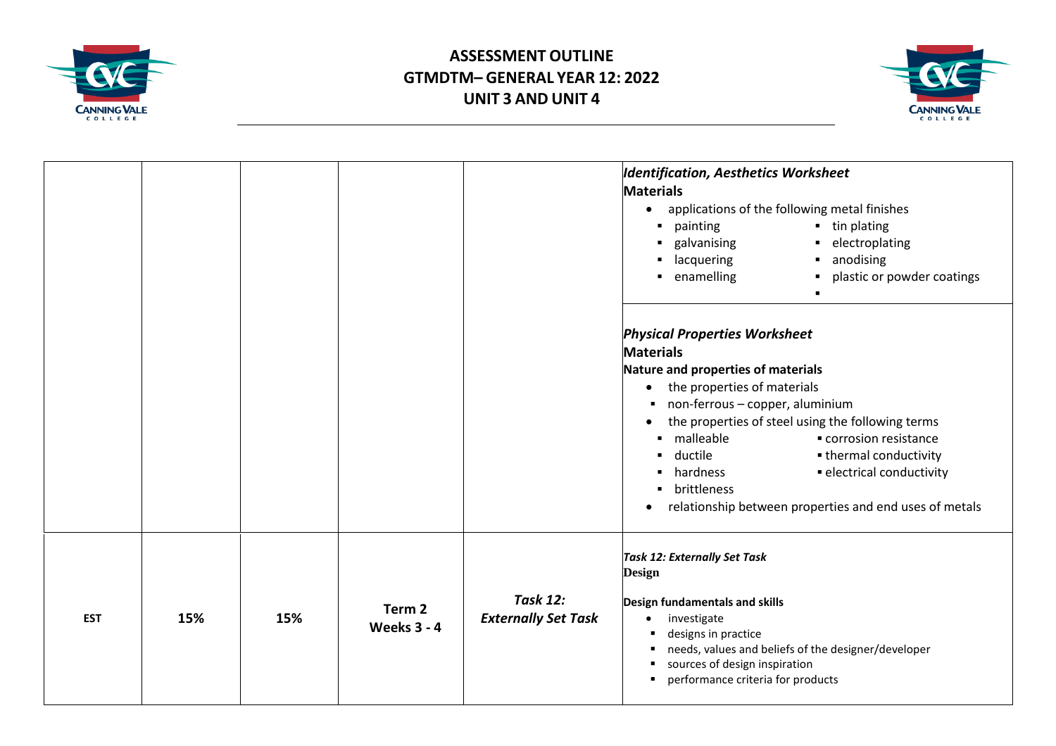# ASSESSMENT OUTLINE
# GTMDTM– GENERAL YEAR 12: 2022
# UNIT 3 AND UNIT 4

| | | | | | |
|---|---|---|---|---|---|
| | | | | | ***Identification, Aesthetics Worksheet*** <br> **Materials** <br> • applications of the following metal finishes <br> ▪ painting ▪ tin plating <br> ▪ galvanising ▪ electroplating <br> ▪ lacquering ▪ anodising <br> ▪ enamelling ▪ plastic or powder coatings <br> ▪ |
| | | | | | ***Physical Properties Worksheet*** <br> **Materials** <br> **Nature and properties of materials** <br> • the properties of materials <br> ▪ non-ferrous – copper, aluminium <br> • the properties of steel using the following terms <br> ▪ malleable ▪ corrosion resistance <br> ▪ ductile ▪ thermal conductivity <br> ▪ hardness ▪ electrical conductivity <br> ▪ brittleness <br> • relationship between properties and end uses of metals |
| **EST** | **15%** | **15%** | **Term 2 Weeks 3 - 4** | ***Task 12: Externally Set Task*** | ***Task 12: Externally Set Task*** <br> **Design** <br> **Design fundamentals and skills** <br> • investigate <br> ▪ designs in practice <br> ▪ needs, values and beliefs of the designer/developer <br> ▪ sources of design inspiration <br> ▪ performance criteria for products |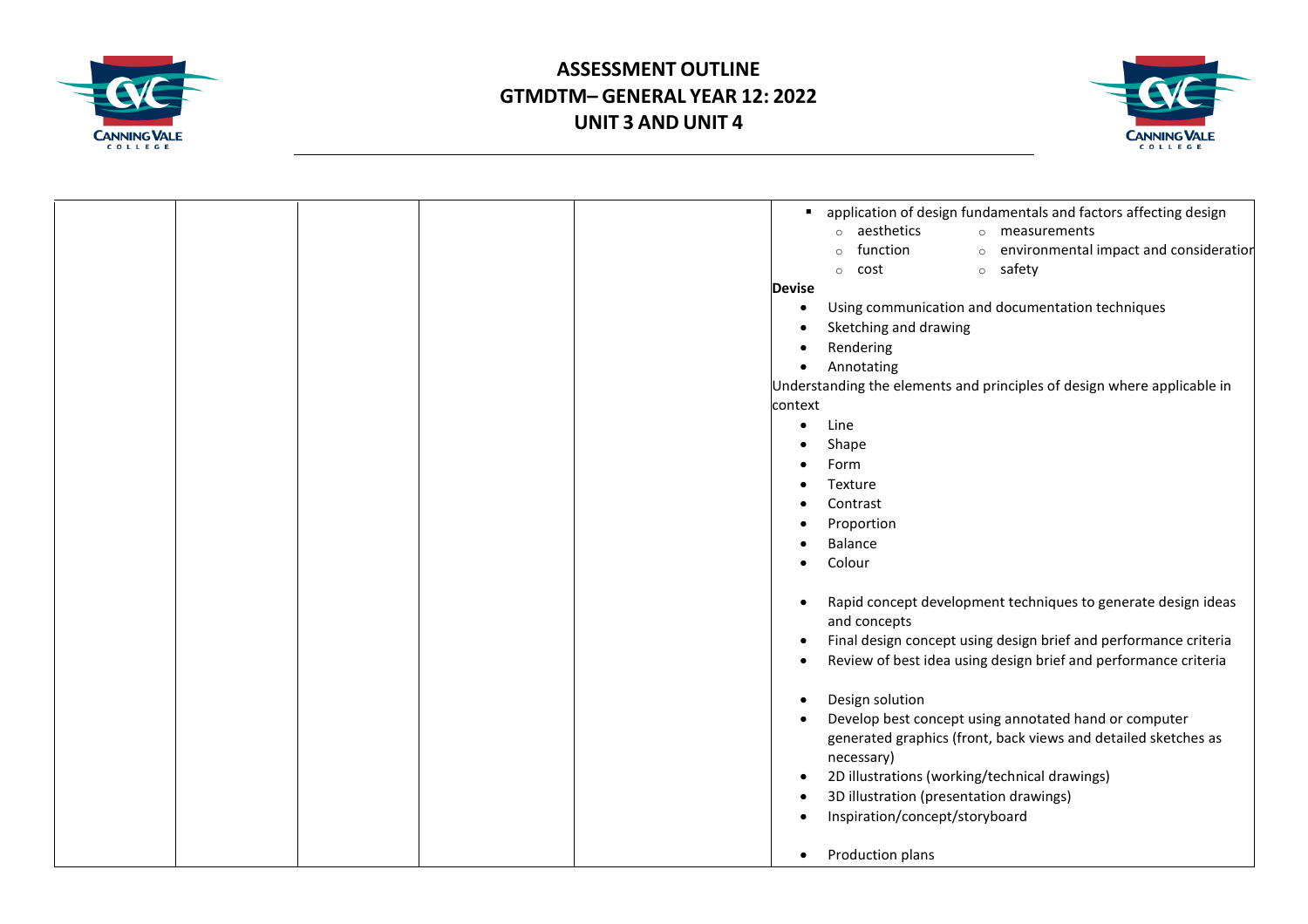# ASSESSMENT OUTLINE
## GTMDTM– GENERAL YEAR 12: 2022
## UNIT 3 AND UNIT 4

| | | | | | |
|---|---|---|---|---|---|
| | | | | | ▪ application of design fundamentals and factors affecting design<br>○ aesthetics ○ measurements<br>○ function ○ environmental impact and consideration<br>○ cost ○ safety<br>**Devise**<br>• Using communication and documentation techniques<br>• Sketching and drawing<br>• Rendering<br>• Annotating<br>Understanding the elements and principles of design where applicable in context<br>• Line<br>• Shape<br>• Form<br>• Texture<br>• Contrast<br>• Proportion<br>• Balance<br>• Colour<br><br>• Rapid concept development techniques to generate design ideas and concepts<br>• Final design concept using design brief and performance criteria<br>• Review of best idea using design brief and performance criteria<br><br>• Design solution<br>• Develop best concept using annotated hand or computer generated graphics (front, back views and detailed sketches as necessary)<br>• 2D illustrations (working/technical drawings)<br>• 3D illustration (presentation drawings)<br>• Inspiration/concept/storyboard<br><br>• Production plans |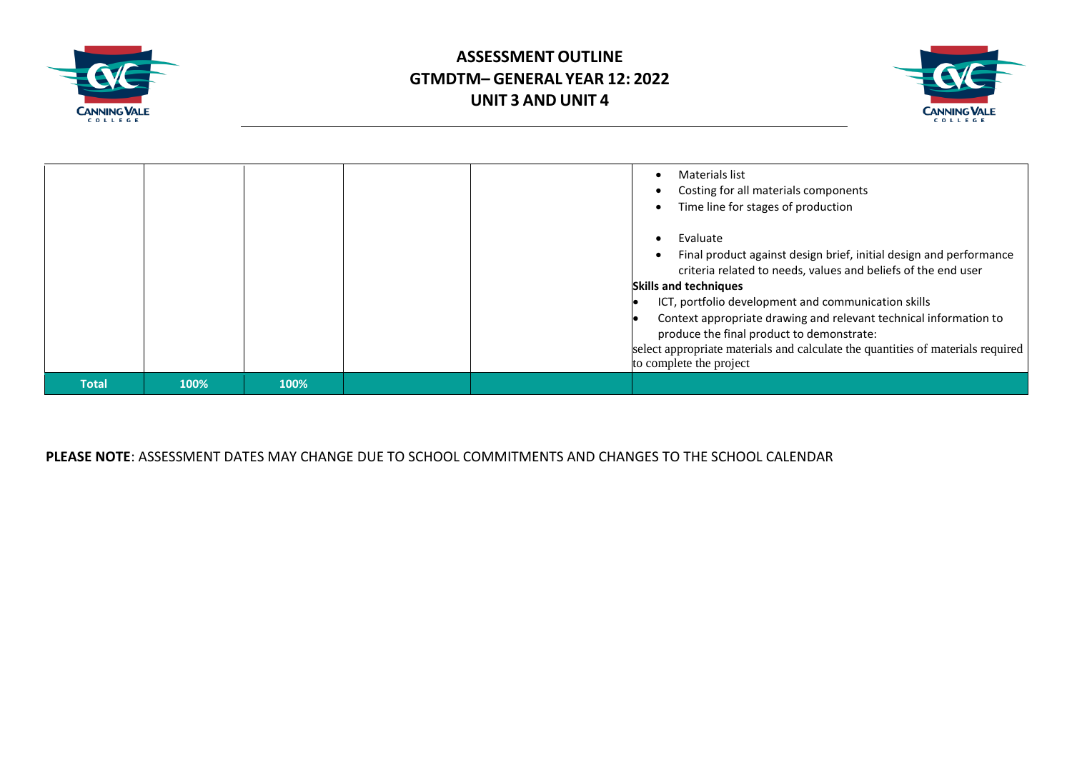# ASSESSMENT OUTLINE
# GTMDTM– GENERAL YEAR 12: 2022
# UNIT 3 AND UNIT 4

| | | | | | |
|---|---|---|---|---|---|
| | | | | | • Materials list<br>• Costing for all materials components<br>• Time line for stages of production<br><br>• Evaluate<br>• Final product against design brief, initial design and performance criteria related to needs, values and beliefs of the end user<br>**Skills and techniques**<br>• ICT, portfolio development and communication skills<br>• Context appropriate drawing and relevant technical information to produce the final product to demonstrate:<br>select appropriate materials and calculate the quantities of materials required to complete the project |
| **Total** | **100%** | **100%** | | | |

**PLEASE NOTE**: ASSESSMENT DATES MAY CHANGE DUE TO SCHOOL COMMITMENTS AND CHANGES TO THE SCHOOL CALENDAR